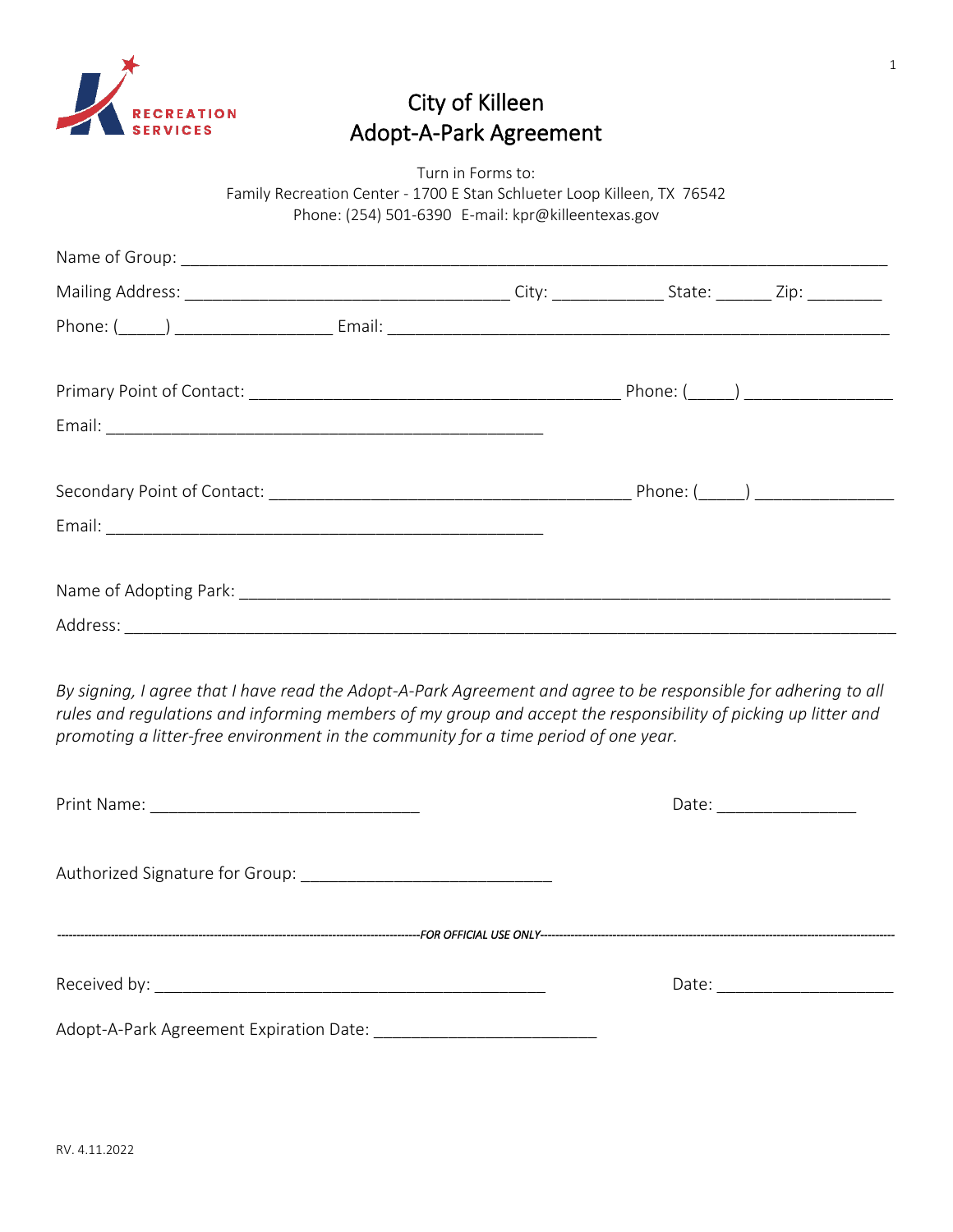RECREATION SERVICES

# City of Killeen
# Adopt-A-Park Agreement

Turn in Forms to:
Family Recreation Center - 1700 E Stan Schlueter Loop Killeen, TX 76542
Phone: (254) 501-6390 E-mail: kpr@killeentexas.gov

Name of Group: ______________________________________________________________________________

Mailing Address: ___________________________________ City: ____________ State: ______ Zip: ________

Phone: (_____) ________________ Email: _______________________________________________________

Primary Point of Contact: _________________________________________ Phone: (_____) _______________

Email: ________________________________________________

Secondary Point of Contact: ________________________________________ Phone: (_____) ______________

Email: ________________________________________________

Name of Adopting Park: ________________________________________________________________________

Address: _____________________________________________________________________________________

*By signing, I agree that I have read the Adopt-A-Park Agreement and agree to be responsible for adhering to all rules and regulations and informing members of my group and accept the responsibility of picking up litter and promoting a litter-free environment in the community for a time period of one year.*

Print Name: _____________________________ Date: _______________

Authorized Signature for Group: ___________________________

---------------------------------------------------------------*FOR OFFICIAL USE ONLY*---------------------------------------------------------------

Received by: ___________________________________________ Date: ___________________

Adopt-A-Park Agreement Expiration Date: ________________________

RV. 4.11.2022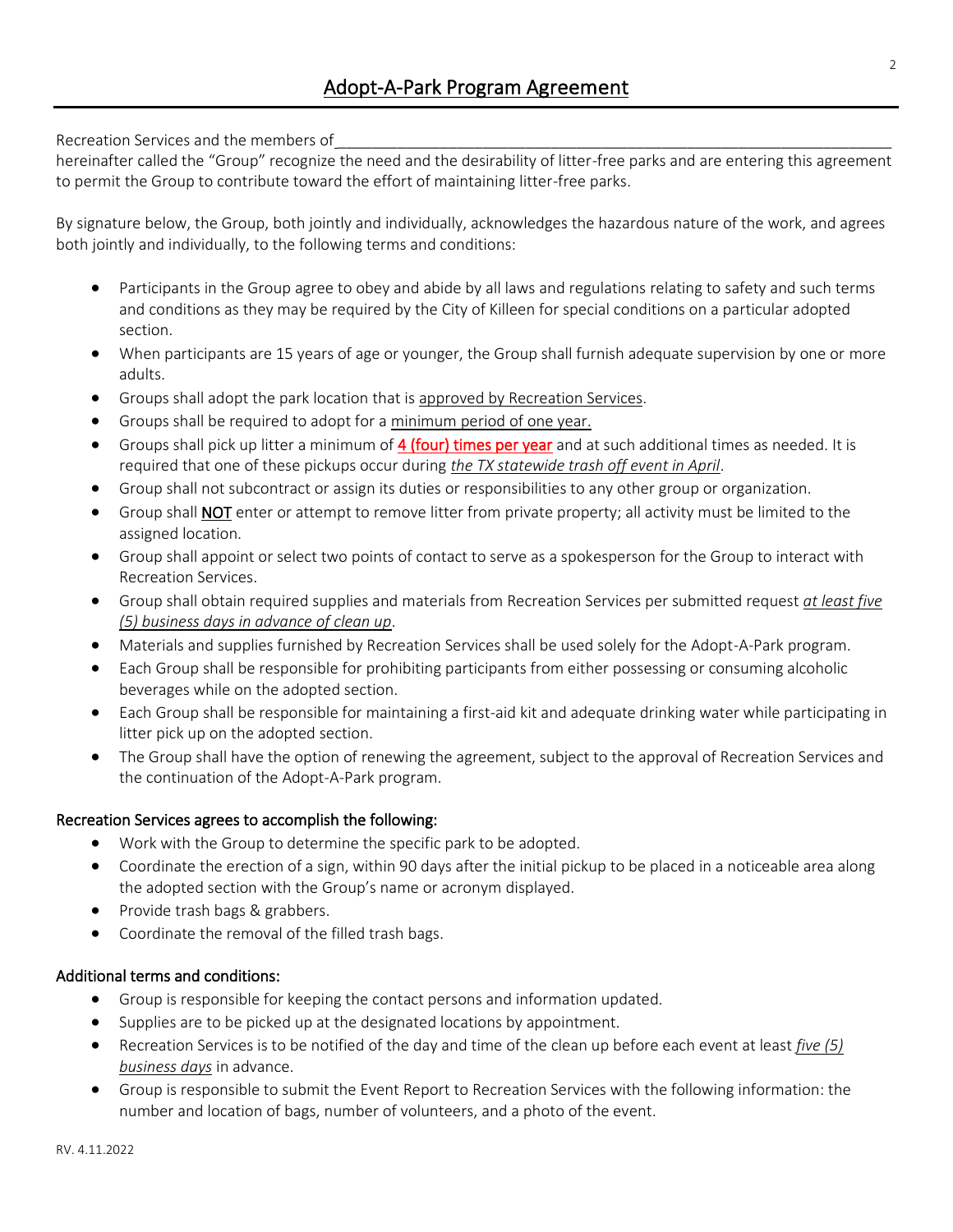# Adopt-A-Park Program Agreement

Recreation Services and the members of______________________________________________________________________ hereinafter called the "Group" recognize the need and the desirability of litter-free parks and are entering this agreement to permit the Group to contribute toward the effort of maintaining litter-free parks.

By signature below, the Group, both jointly and individually, acknowledges the hazardous nature of the work, and agrees both jointly and individually, to the following terms and conditions:

- Participants in the Group agree to obey and abide by all laws and regulations relating to safety and such terms and conditions as they may be required by the City of Killeen for special conditions on a particular adopted section.
- When participants are 15 years of age or younger, the Group shall furnish adequate supervision by one or more adults.
- Groups shall adopt the park location that is approved by Recreation Services.
- Groups shall be required to adopt for a minimum period of one year.
- Groups shall pick up litter a minimum of **4 (four) times per year** and at such additional times as needed. It is required that one of these pickups occur during *the TX statewide trash off event in April*.
- Group shall not subcontract or assign its duties or responsibilities to any other group or organization.
- Group shall **NOT** enter or attempt to remove litter from private property; all activity must be limited to the assigned location.
- Group shall appoint or select two points of contact to serve as a spokesperson for the Group to interact with Recreation Services.
- Group shall obtain required supplies and materials from Recreation Services per submitted request *at least five (5) business days in advance of clean up*.
- Materials and supplies furnished by Recreation Services shall be used solely for the Adopt-A-Park program.
- Each Group shall be responsible for prohibiting participants from either possessing or consuming alcoholic beverages while on the adopted section.
- Each Group shall be responsible for maintaining a first-aid kit and adequate drinking water while participating in litter pick up on the adopted section.
- The Group shall have the option of renewing the agreement, subject to the approval of Recreation Services and the continuation of the Adopt-A-Park program.

## Recreation Services agrees to accomplish the following:

- Work with the Group to determine the specific park to be adopted.
- Coordinate the erection of a sign, within 90 days after the initial pickup to be placed in a noticeable area along the adopted section with the Group's name or acronym displayed.
- Provide trash bags & grabbers.
- Coordinate the removal of the filled trash bags.

## Additional terms and conditions:

- Group is responsible for keeping the contact persons and information updated.
- Supplies are to be picked up at the designated locations by appointment.
- Recreation Services is to be notified of the day and time of the clean up before each event at least *five (5) business days* in advance.
- Group is responsible to submit the Event Report to Recreation Services with the following information: the number and location of bags, number of volunteers, and a photo of the event.

RV. 4.11.2022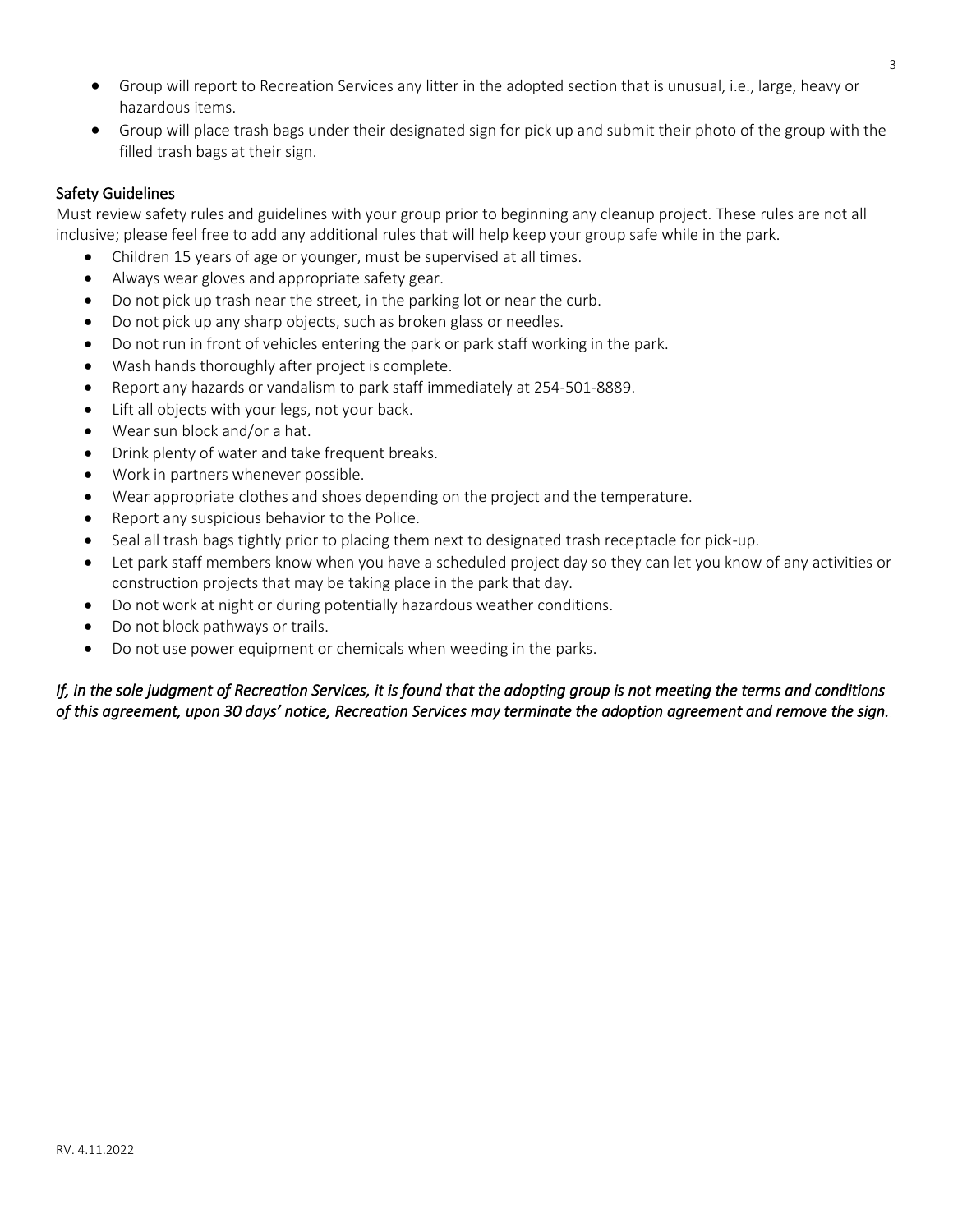- Group will report to Recreation Services any litter in the adopted section that is unusual, i.e., large, heavy or hazardous items.
- Group will place trash bags under their designated sign for pick up and submit their photo of the group with the filled trash bags at their sign.

## Safety Guidelines

Must review safety rules and guidelines with your group prior to beginning any cleanup project. These rules are not all inclusive; please feel free to add any additional rules that will help keep your group safe while in the park.

- Children 15 years of age or younger, must be supervised at all times.
- Always wear gloves and appropriate safety gear.
- Do not pick up trash near the street, in the parking lot or near the curb.
- Do not pick up any sharp objects, such as broken glass or needles.
- Do not run in front of vehicles entering the park or park staff working in the park.
- Wash hands thoroughly after project is complete.
- Report any hazards or vandalism to park staff immediately at 254-501-8889.
- Lift all objects with your legs, not your back.
- Wear sun block and/or a hat.
- Drink plenty of water and take frequent breaks.
- Work in partners whenever possible.
- Wear appropriate clothes and shoes depending on the project and the temperature.
- Report any suspicious behavior to the Police.
- Seal all trash bags tightly prior to placing them next to designated trash receptacle for pick-up.
- Let park staff members know when you have a scheduled project day so they can let you know of any activities or construction projects that may be taking place in the park that day.
- Do not work at night or during potentially hazardous weather conditions.
- Do not block pathways or trails.
- Do not use power equipment or chemicals when weeding in the parks.

*If, in the sole judgment of Recreation Services, it is found that the adopting group is not meeting the terms and conditions of this agreement, upon 30 days' notice, Recreation Services may terminate the adoption agreement and remove the sign.*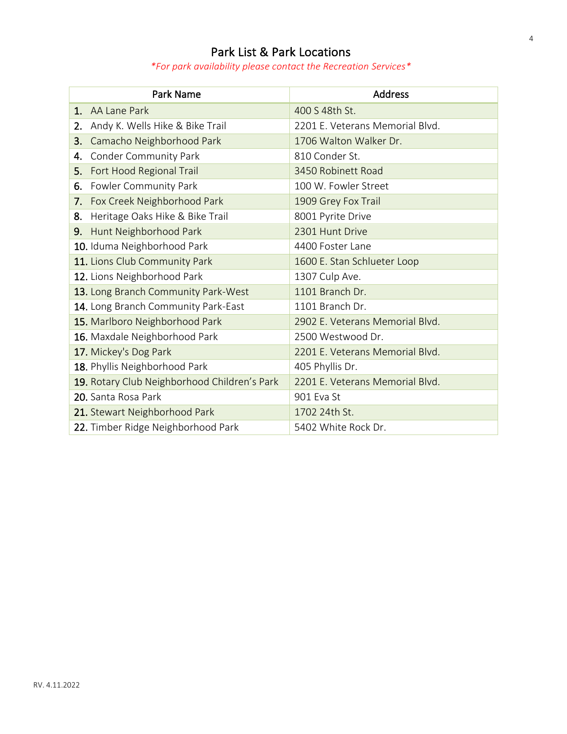## Park List & Park Locations

*\*For park availability please contact the Recreation Services\**

| Park Name | Address |
|---|---|
| **1.** AA Lane Park | 400 S 48th St. |
| **2.** Andy K. Wells Hike & Bike Trail | 2201 E. Veterans Memorial Blvd. |
| **3.** Camacho Neighborhood Park | 1706 Walton Walker Dr. |
| **4.** Conder Community Park | 810 Conder St. |
| **5.** Fort Hood Regional Trail | 3450 Robinett Road |
| **6.** Fowler Community Park | 100 W. Fowler Street |
| **7.** Fox Creek Neighborhood Park | 1909 Grey Fox Trail |
| **8.** Heritage Oaks Hike & Bike Trail | 8001 Pyrite Drive |
| **9.** Hunt Neighborhood Park | 2301 Hunt Drive |
| **10.** Iduma Neighborhood Park | 4400 Foster Lane |
| **11.** Lions Club Community Park | 1600 E. Stan Schlueter Loop |
| **12.** Lions Neighborhood Park | 1307 Culp Ave. |
| **13.** Long Branch Community Park-West | 1101 Branch Dr. |
| **14.** Long Branch Community Park-East | 1101 Branch Dr. |
| **15.** Marlboro Neighborhood Park | 2902 E. Veterans Memorial Blvd. |
| **16.** Maxdale Neighborhood Park | 2500 Westwood Dr. |
| **17.** Mickey's Dog Park | 2201 E. Veterans Memorial Blvd. |
| **18.** Phyllis Neighborhood Park | 405 Phyllis Dr. |
| **19.** Rotary Club Neighborhood Children's Park | 2201 E. Veterans Memorial Blvd. |
| **20.** Santa Rosa Park | 901 Eva St |
| **21.** Stewart Neighborhood Park | 1702 24th St. |
| **22.** Timber Ridge Neighborhood Park | 5402 White Rock Dr. |

RV. 4.11.2022